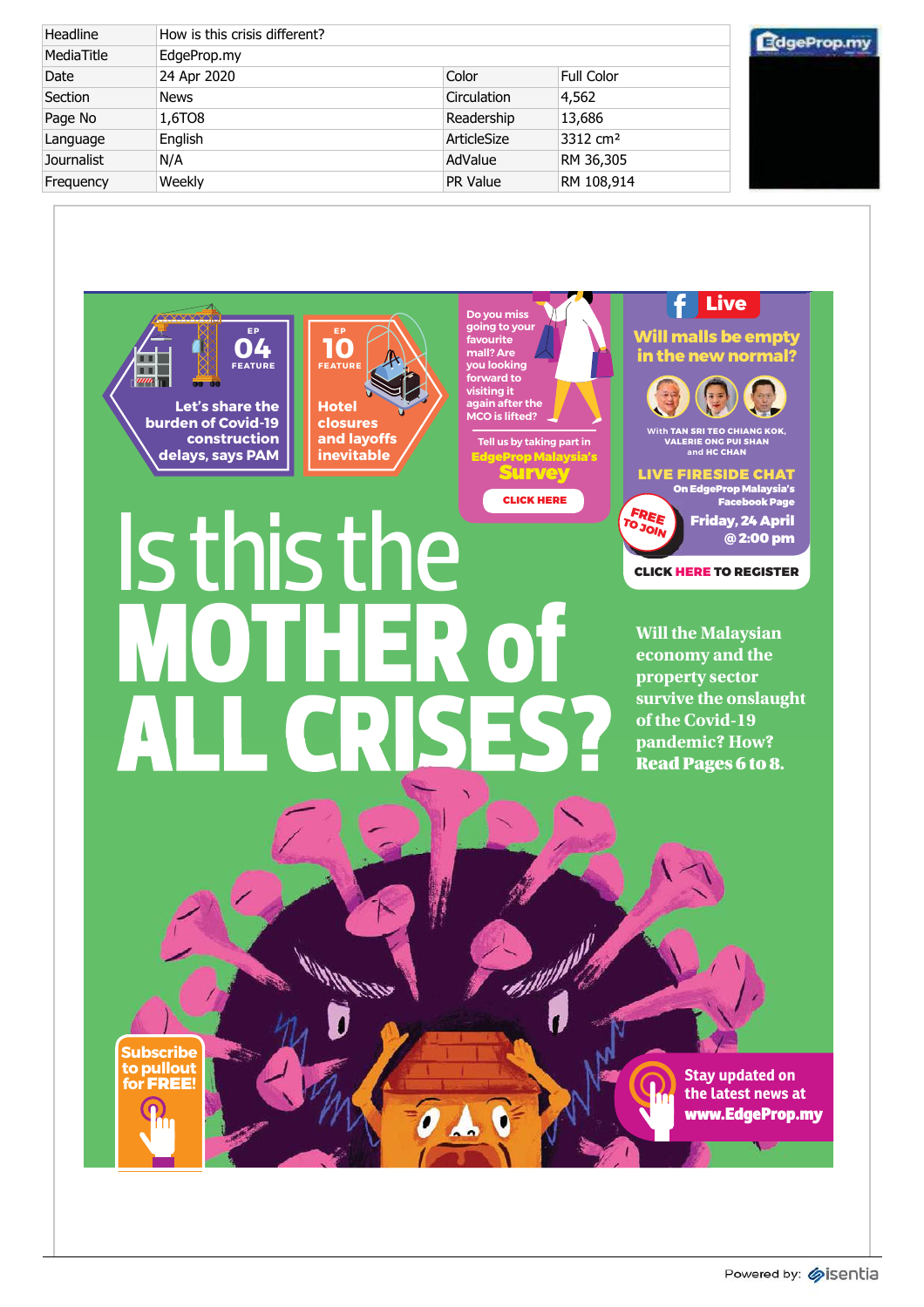| Headline | How is this crisis different? | | |
|---|---|---|---|
| MediaTitle | EdgeProp.my | | |
| Date | 24 Apr 2020 | Color | Full Color |
| Section | News | Circulation | 4,562 |
| Page No | 1,6TO8 | Readership | 13,686 |
| Language | English | ArticleSize | 3312 cm² |
| Journalist | N/A | AdValue | RM 36,305 |
| Frequency | Weekly | PR Value | RM 108,914 |

EP 04 FEATURE

Let's share the burden of Covid-19 construction delays, says PAM

EP 10 FEATURE

Hotel closures and layoffs inevitable

Do you miss going to your favourite mall? Are you looking forward to visiting it again after the MCO is lifted?

Tell us by taking part in EdgeProp Malaysia's Survey

CLICK HERE

Live

Will malls be empty in the new normal?

With TAN SRI TEO CHIANG KOK, VALERIE ONG PUI SHAN and HC CHAN

LIVE FIRESIDE CHAT

On EdgeProp Malaysia's Facebook Page

FREE TO JOIN

Friday, 24 April @ 2:00 pm

CLICK HERE TO REGISTER

# Is this the MOTHER of ALL CRISES?

**Will the Malaysian economy and the property sector survive the onslaught of the Covid-19 pandemic? How? Read Pages 6 to 8.**

Subscribe to pullout for FREE!

Stay updated on the latest news at www.EdgeProp.my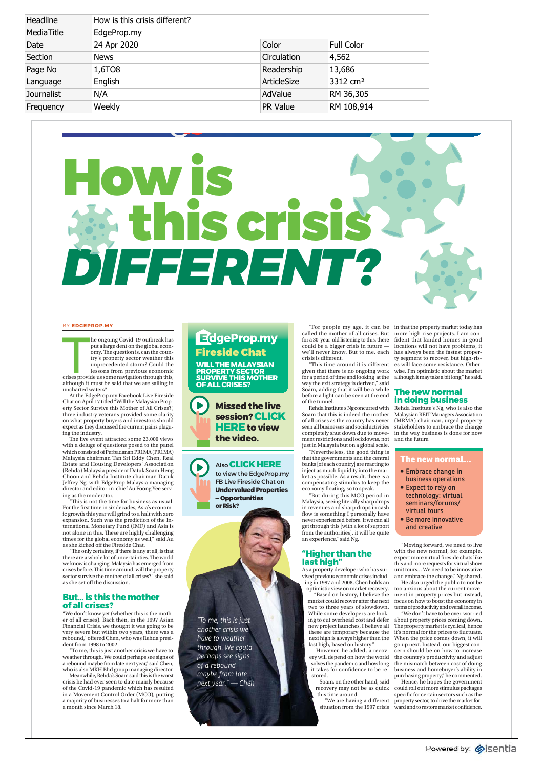| Headline | How is this crisis different? | | |
|---|---|---|---|
| MediaTitle | EdgeProp.my | | |
| Date | 24 Apr 2020 | Color | Full Color |
| Section | News | Circulation | 4,562 |
| Page No | 1,6TO8 | Readership | 13,686 |
| Language | English | ArticleSize | 3312 cm² |
| Journalist | N/A | AdValue | RM 36,305 |
| Frequency | Weekly | PR Value | RM 108,914 |

# How is this crisis DIFFERENT?

BY **EDGEPROP.MY**

The ongoing Covid-19 outbreak has put a large dent on the global economy. The question is, can the country's property sector weather this unprecedented storm? Could the lessons from previous economic crises provide us some navigation through this, although it must be said that we are sailing in uncharted waters?

At the EdgeProp.my Facebook Live Fireside Chat on April 17 titled "Will the Malaysian Property Sector Survive this Mother of All Crises?", three industry veterans provided some clarity on what property buyers and investors should expect as they discussed the current pains plaguing the industry.

The live event attracted some 23,000 views with a deluge of questions posed to the panel which consisted of Perbadanan PR1MA (PR1MA) Malaysia chairman Tan Sri Eddy Chen, Real Estate and Housing Developers' Association (Rehda) Malaysia president Datuk Soam Heng Choon and Rehda Institute chairman Datuk Jeffrey Ng, with EdgeProp Malaysia managing director and editor-in-chief Au Foong Yee serving as the moderator.

"This is not the time for business as usual. For the first time in six decades, Asia's economic growth this year will grind to a halt with zero expansion. Such was the prediction of the International Monetary Fund (IMF) and Asia is not alone in this. These are highly challenging times for the global economy as well," said Au as she kicked off the Fireside Chat.

"The only certainty, if there is any at all, is that there are a whole lot of uncertainties. The world we know is changing. Malaysia has emerged from crises before. This time around, will the property sector survive the mother of all crises?" she said as she set off the discussion.

## But... is this the mother of all crises?

"We don't know yet (whether this is the mother of all crises). Back then, in the 1997 Asian Financial Crisis, we thought it was going to be very severe but within two years, there was a rebound," offered Chen, who was Rehda president from 1998 to 2002.

"To me, this is just another crisis we have to weather through. We could perhaps see signs of a rebound maybe from late next year," said Chen, who is also MKH Bhd group managing director.

Meanwhile, Rehda's Soam said this is the worst crisis he had ever seen to date mainly because of the Covid-19 pandemic which has resulted in a Movement Control Order (MCO), putting a majority of businesses to a halt for more than a month since March 18.

**EdgeProp.my Fireside Chat**

**WILL THE MALAYSIAN PROPERTY SECTOR SURVIVE THIS MOTHER OF ALL CRISES?**

**Missed the live session? CLICK HERE to view the video.**

Also **CLICK HERE** to view the EdgeProp.my FB Live Fireside Chat on **Undervalued Properties – Opportunities or Risk?**

*"To me, this is just another crisis we have to weather through. We could perhaps see signs of a rebound maybe from late next year." — Chen*

"For people my age, it can be called the mother of all crises. But for a 30-year-old listening to this, there could be a bigger crisis in future — we'll never know. But to me, each crisis is different.

"This time around it is different given that there is no ongoing work for a period of time and looking at the way the exit strategy is derived," said Soam, adding that it will be a while before a light can be seen at the end of the tunnel.

Rehda Institute's Ng concurred with Soam that this is indeed the mother of all crises as the country has never seen all businesses and social activities completely shut down due to movement restrictions and lockdowns, not just in Malaysia but on a global scale.

"Nevertheless, the good thing is that the governments and the central banks [of each country] are reacting to inject as much liquidity into the market as possible. As a result, there is a compensating stimulus to keep the economy floating, so to speak.

"But during this MCO period in Malaysia, seeing literally sharp drops in revenues and sharp drops in cash flow is something I personally have never experienced before. If we can all get through this [with a lot of support from the authorities], it will be quite an experience," said Ng.

## "Higher than the last high"

As a property developer who has survived previous economic crises including in 1997 and 2008, Chen holds an optimistic view on market recovery.

"Based on history, I believe the market could recover after the next two to three years of slowdown. While some developers are looking to cut overhead cost and defer new project launches, I believe all these are temporary because the next high is always higher than the last high, based on history."

However, he added, a recovery will depend on how the world solves the pandemic and how long it takes for confidence to be restored.

Soam, on the other hand, said recovery may not be as quick this time around.

"We are having a different situation from the 1997 crisis in that the property market today has more high-rise projects. I am confident that landed homes in good locations will not have problems, it has always been the fastest property segment to recover, but high-rises will face some resistance. Otherwise, I'm optimistic about the market although it may take a bit long," he said.

## The new normal in doing business

Rehda Institute's Ng, who is also the Malaysian REIT Managers Association (MRMA) chairman, urged property stakeholders to embrace the change in the way business is done for now and the future.

**The new normal...**

- Embrace change in business operations
- Expect to rely on technology: virtual seminars/forums/virtual tours
- Be more innovative and creative

"Moving forward, we need to live with the new normal, for example, expect more virtual fireside chats like this and more requests for virtual show unit tours... We need to be innovative and embrace the change," Ng shared.

He also urged the public to not be too anxious about the current movement in property prices but instead, focus on how to boost the economy in terms of productivity and overall income.

"We don't have to be over-worried about property prices coming down. The property market is cyclical, hence it's normal for the prices to fluctuate. When the price comes down, it will go up next. Instead, our biggest concern should be on how to increase the country's productivity and adjust the mismatch between cost of doing business and homebuyer's ability in purchasing property," he commented.

Hence, he hopes the government could roll out more stimulus packages specific for certain sectors such as the property sector, to drive the market forward and to restore market confidence.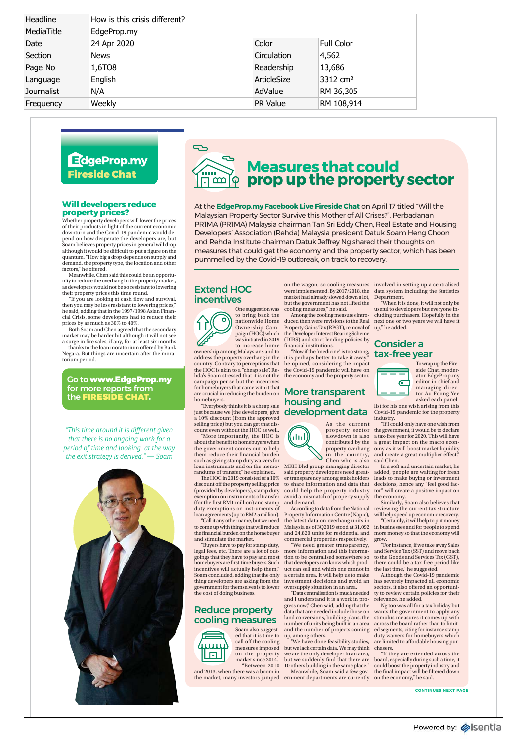| Headline | How is this crisis different? | | |
|---|---|---|---|
| MediaTitle | EdgeProp.my | | |
| Date | 24 Apr 2020 | Color | Full Color |
| Section | News | Circulation | 4,562 |
| Page No | 1,6TO8 | Readership | 13,686 |
| Language | English | ArticleSize | 3312 cm² |
| Journalist | N/A | AdValue | RM 36,305 |
| Frequency | Weekly | PR Value | RM 108,914 |

**EdgeProp.my Fireside Chat**

# Measures that could prop up the property sector

At the **EdgeProp.my Facebook Live Fireside Chat** on April 17 titled "Will the Malaysian Property Sector Survive this Mother of All Crises?", Perbadanan PR1MA (PR1MA) Malaysia chairman Tan Sri Eddy Chen, Real Estate and Housing Developers' Association (Rehda) Malaysia president Datuk Soam Heng Choon and Rehda Institute chairman Datuk Jeffrey Ng shared their thoughts on measures that could get the economy and the property sector, which has been pummelled by the Covid-19 outbreak, on track to recovery.

## Will developers reduce property prices?

Whether property developers will lower the prices of their products in light of the current economic downturn and the Covid-19 pandemic would depend on how desperate the developers are, but Soam believes property prices in general will drop although it would be difficult to put a figure on the quantum. "How big a drop depends on supply and demand, the property type, the location and other factors," he offered.

Meanwhile, Chen said this could be an opportunity to reduce the overhang in the property market, as developers would not be so resistant to lowering their property prices this time round.

"If you are looking at cash flow and survival, then you may be less resistant to lowering prices," he said, adding that in the 1997/1998 Asian Financial Crisis, some developers had to reduce their prices by as much as 30% to 40%.

Both Soam and Chen agreed that the secondary market may be harder hit although it will not see a surge in fire sales, if any, for at least six months — thanks to the loan moratorium offered by Bank Negara. But things are uncertain after the moratorium period.

Go to **www.EdgeProp.my** for more reports from the **FIRESIDE CHAT.**

*"This time around it is different given that there is no ongoing work for a period of time and looking at the way the exit strategy is derived." — Soam*

## Extend HOC incentives

One suggestion was to bring back the nationwide Home Ownership Campaign (HOC) which was initiated in 2019 to increase home ownership among Malaysians and to address the property overhang in the country. Contrary to perceptions that the HOC is akin to a "cheap sale", Rehda's Soam stressed that it is not the campaign per se but the incentives for homebuyers that came with it that are crucial in reducing the burden on homebuyers.

"Everybody thinks it is a cheap sale just because we [the developers] give a 10% discount (from the approved selling price) but you can get that discount even without the HOC as well.

"More importantly, the HOC is about the benefit to homebuyers when the government comes out to help them reduce their financial burden such as giving stamp duty waivers for loan instruments and on the memorandums of transfer," he explained.

The HOC in 2019 consisted of a 10% discount off the property selling price (provided by developers), stamp duty exemption on instruments of transfer (for the first RM1 million) and stamp duty exemptions on instruments of loan agreements (up to RM2.5 million).

"Call it any other name, but we need to come up with things that will reduce the financial burden on the homebuyer and stimulate the market.

"Buyers have to pay for stamp duty, legal fees, etc. There are a lot of outgoings that they have to pay and most homebuyers are first-time buyers. Such incentives will actually help them," Soam concluded, adding that the only thing developers are asking from the government for themselves is to lower the cost of doing business.

## Reduce property cooling measures

Soam also suggested that it is time to call off the cooling measures imposed on the property market since 2014.

"Between 2010 and 2013, when there was a boom in the market, many investors jumped on the wagon, so cooling measures were implemented. By 2017/2018, the market had already slowed down a lot, but the government has not lifted the cooling measures," he said.

Among the cooling measures introduced then were revisions to the Real Property Gains Tax (RPGT), removal of the Developer Interest Bearing Scheme (DIBS) and strict lending policies by financial institutions.

"Now if the 'medicine' is too strong, it is perhaps better to take it away," he opined, considering the impact the Covid-19 pandemic will have on the economy and the property sector.

## More transparent housing and development data

As the current property sector slowdown is also contributed by the property overhang in the country, Chen who is also MKH Bhd group managing director said property developers need greater transparency among stakeholders to share information and data that could help the property industry avoid a mismatch of property supply and demand.

According to data from the National Property Information Centre (Napic), the latest data on overhang units in Malaysia as of 3Q2019 stood at 31,092 and 24,820 units for residential and commercial properties respectively.

"We need greater transparency, more information and this information to be centralised somewhere so that developers can know which product can sell and which one cannot in a certain area. It will help us to make investment decisions and avoid an oversupply situation in an area.

"Data centralisation is much needed and I understand it is a work in progress now," Chen said, adding that the data that are needed include those on land conversions, building plans, the number of units being built in an area and the number of projects coming up, among others.

"We have done feasibility studies, but we lack certain data. We may think we are the only developer in an area, but we suddenly find that there are 10 others building in the same place."

Meanwhile, Soam said a few government departments are currently involved in setting up a centralised data system including the Statistics Department.

"When it is done, it will not only be useful to developers but everyone including purchasers. Hopefully in the next one or two years we will have it up," he added.

## Consider a tax-free year

To wrap up the Fireside Chat, moderator EdgeProp.my editor-in-chief and managing director Au Foong Yee asked each panelist for his one wish arising from this Covid-19 pandemic for the property industry.

"If I could only have one wish from the government, it would be to declare a tax-free year for 2020. This will have a great impact on the macro economy as it will boost market liquidity and create a great multiplier effect," said Chen.

In a soft and uncertain market, he added, people are waiting for fresh leads to make buying or investment decisions, hence any "feel good factor" will create a positive impact on the economy.

Similarly, Soam also believes that reviewing the current tax structure will help speed up economic recovery.

"Certainly, it will help to put money in businesses and for people to spend more money so that the economy will grow.

"For instance, if we take away Sales and Service Tax (SST) and move back to the Goods and Services Tax (GST), there could be a tax-free period like the last time," he suggested.

Although the Covid-19 pandemic has severely impacted all economic sectors, it also offered an opportunity to review certain policies for their relevance, he added.

Ng too was all for a tax holiday but wants the government to apply any stimulus measures it comes up with across the board rather than to limited segments, citing for instance stamp duty waivers for homebuyers which are limited to affordable housing purchasers.

"If they are extended across the board, especially during such a time, it could boost the property industry and the final impact will be filtered down on the economy," he said.

**CONTINUES NEXT PAGE**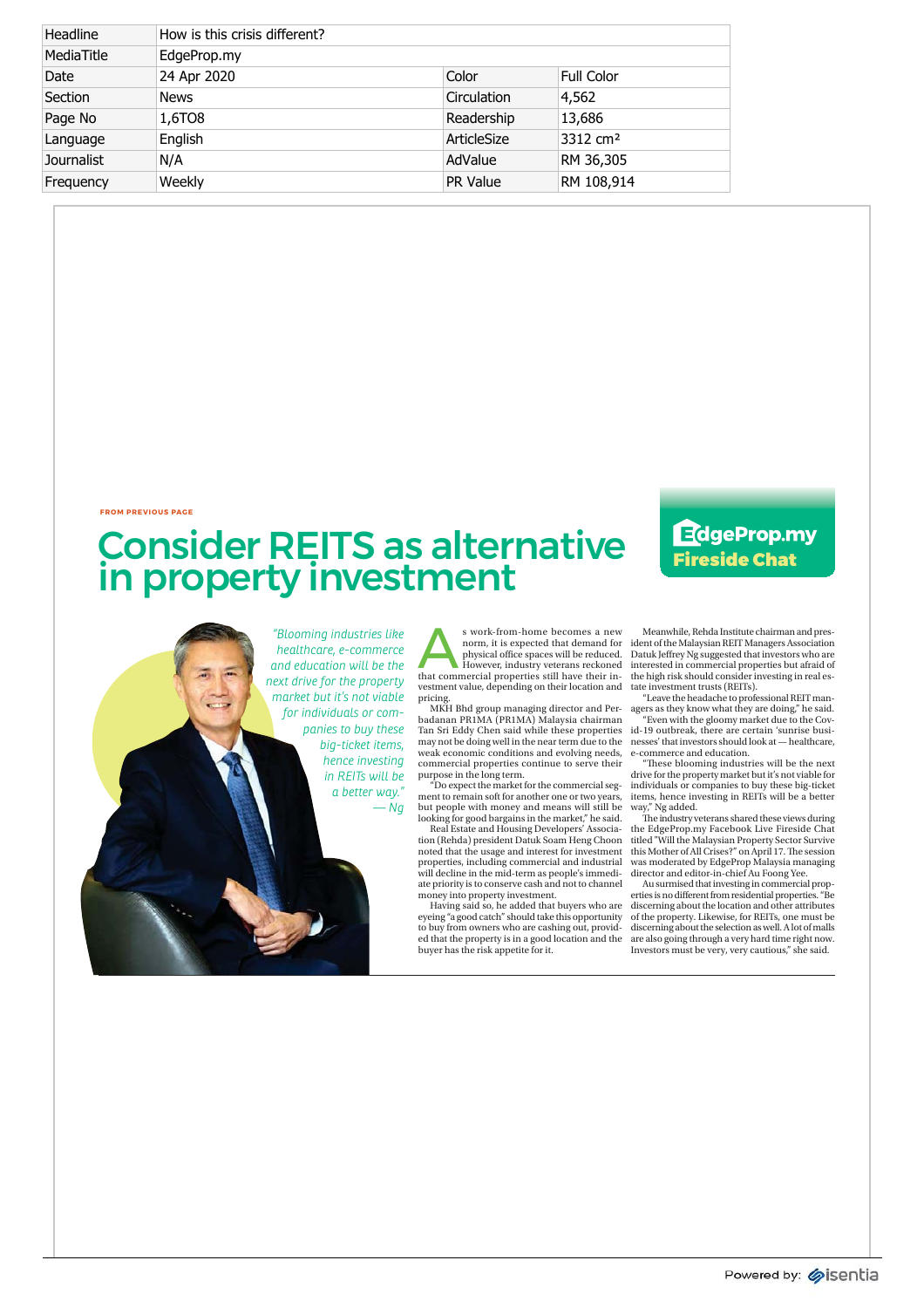| | | | |
|---|---|---|---|
| Headline | How is this crisis different? | | |
| MediaTitle | EdgeProp.my | | |
| Date | 24 Apr 2020 | Color | Full Color |
| Section | News | Circulation | 4,562 |
| Page No | 1,6TO8 | Readership | 13,686 |
| Language | English | ArticleSize | 3312 cm² |
| Journalist | N/A | AdValue | RM 36,305 |
| Frequency | Weekly | PR Value | RM 108,914 |

FROM PREVIOUS PAGE

# Consider REITS as alternative in property investment

EdgeProp.my Fireside Chat

*"Blooming industries like healthcare, e-commerce and education will be the next drive for the property market but it's not viable for individuals or companies to buy these big-ticket items, hence investing in REITs will be a better way." — Ng*

As work-from-home becomes a new norm, it is expected that demand for physical office spaces will be reduced. However, industry veterans reckoned that commercial properties still have their investment value, depending on their location and pricing.

MKH Bhd group managing director and Perbadanan PR1MA (PR1MA) Malaysia chairman Tan Sri Eddy Chen said while these properties may not be doing well in the near term due to the weak economic conditions and evolving needs, commercial properties continue to serve their purpose in the long term.

"Do expect the market for the commercial segment to remain soft for another one or two years, but people with money and means will still be looking for good bargains in the market," he said.

Real Estate and Housing Developers' Association (Rehda) president Datuk Soam Heng Choon noted that the usage and interest for investment properties, including commercial and industrial will decline in the mid-term as people's immediate priority is to conserve cash and not to channel money into property investment.

Having said so, he added that buyers who are eyeing "a good catch" should take this opportunity to buy from owners who are cashing out, provided that the property is in a good location and the buyer has the risk appetite for it.

Meanwhile, Rehda Institute chairman and president of the Malaysian REIT Managers Association Datuk Jeffrey Ng suggested that investors who are interested in commercial properties but afraid of the high risk should consider investing in real estate investment trusts (REITs).

"Leave the headache to professional REIT managers as they know what they are doing," he said.

"Even with the gloomy market due to the Covid-19 outbreak, there are certain 'sunrise businesses' that investors should look at — healthcare, e-commerce and education.

"These blooming industries will be the next drive for the property market but it's not viable for individuals or companies to buy these big-ticket items, hence investing in REITs will be a better way," Ng added.

The industry veterans shared these views during the EdgeProp.my Facebook Live Fireside Chat titled "Will the Malaysian Property Sector Survive this Mother of All Crises?" on April 17. The session was moderated by EdgeProp Malaysia managing director and editor-in-chief Au Foong Yee.

Au surmised that investing in commercial properties is no different from residential properties. "Be discerning about the location and other attributes of the property. Likewise, for REITs, one must be discerning about the selection as well. A lot of malls are also going through a very hard time right now. Investors must be very, very cautious," she said.